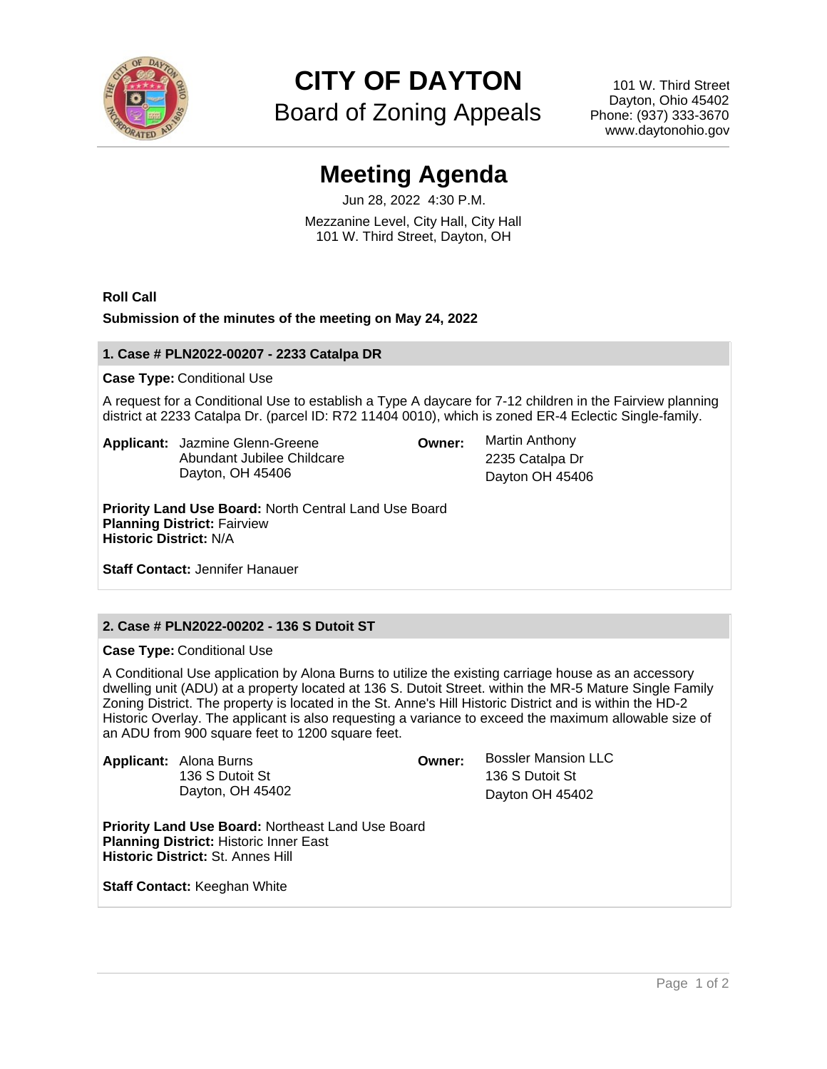# CITY OF DAYTON

## Board of Zoning Appeals

101 W. Third Street
Dayton, Ohio 45402
Phone: (937) 333-3670
www.daytonohio.gov

# Meeting Agenda

Jun 28, 2022 4:30 P.M.

Mezzanine Level, City Hall, City Hall
101 W. Third Street, Dayton, OH

**Roll Call**

**Submission of the minutes of the meeting on May 24, 2022**

### 1. Case # PLN2022-00207 - 2233 Catalpa DR

**Case Type:** Conditional Use

A request for a Conditional Use to establish a Type A daycare for 7-12 children in the Fairview planning district at 2233 Catalpa Dr. (parcel ID: R72 11404 0010), which is zoned ER-4 Eclectic Single-family.

**Applicant:** Jazmine Glenn-Greene
Abundant Jubilee Childcare
Dayton, OH 45406

**Owner:** Martin Anthony
2235 Catalpa Dr
Dayton OH 45406

**Priority Land Use Board:** North Central Land Use Board
**Planning District:** Fairview
**Historic District:** N/A

**Staff Contact:** Jennifer Hanauer

### 2. Case # PLN2022-00202 - 136 S Dutoit ST

**Case Type:** Conditional Use

A Conditional Use application by Alona Burns to utilize the existing carriage house as an accessory dwelling unit (ADU) at a property located at 136 S. Dutoit Street. within the MR-5 Mature Single Family Zoning District. The property is located in the St. Anne's Hill Historic District and is within the HD-2 Historic Overlay. The applicant is also requesting a variance to exceed the maximum allowable size of an ADU from 900 square feet to 1200 square feet.

**Applicant:** Alona Burns
136 S Dutoit St
Dayton, OH 45402

**Owner:** Bossler Mansion LLC
136 S Dutoit St
Dayton OH 45402

**Priority Land Use Board:** Northeast Land Use Board
**Planning District:** Historic Inner East
**Historic District:** St. Annes Hill

**Staff Contact:** Keeghan White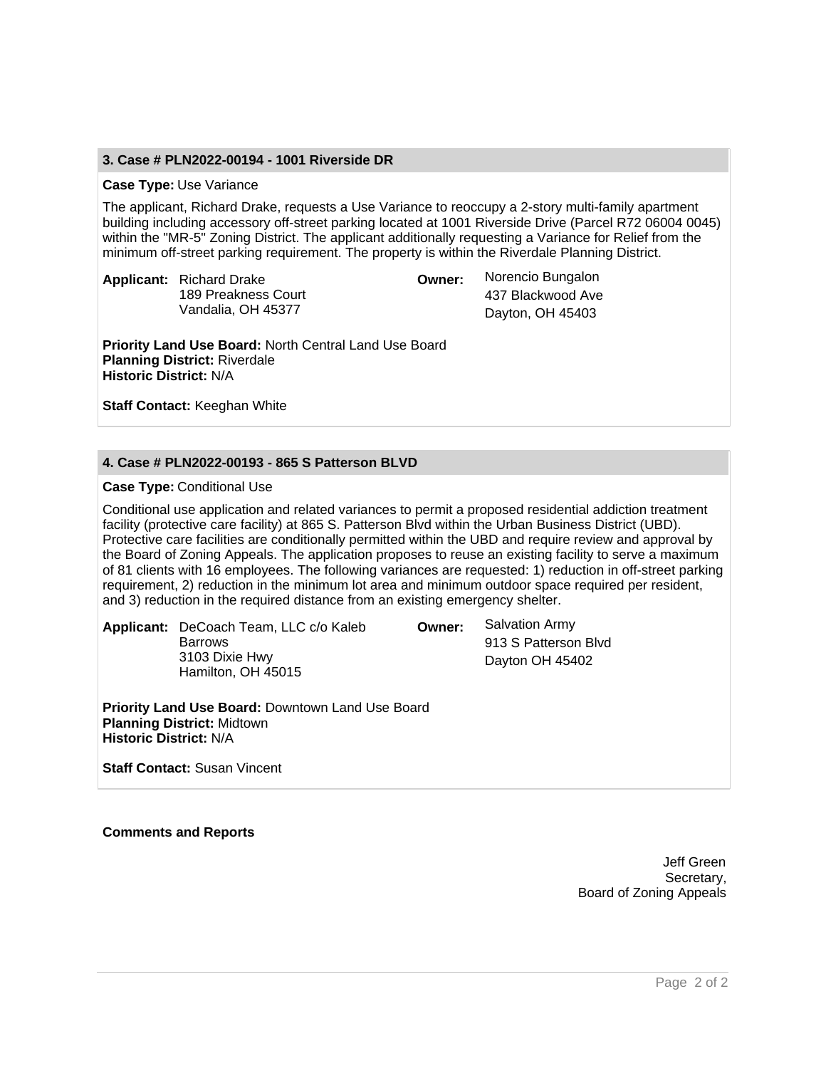### 3. Case # PLN2022-00194 - 1001 Riverside DR

**Case Type:** Use Variance

The applicant, Richard Drake, requests a Use Variance to reoccupy a 2-story multi-family apartment building including accessory off-street parking located at 1001 Riverside Drive (Parcel R72 06004 0045) within the "MR-5" Zoning District. The applicant additionally requesting a Variance for Relief from the minimum off-street parking requirement. The property is within the Riverdale Planning District.

**Applicant:** Richard Drake
189 Preakness Court
Vandalia, OH 45377

**Owner:** Norencio Bungalon
437 Blackwood Ave
Dayton, OH 45403

**Priority Land Use Board:** North Central Land Use Board
**Planning District:** Riverdale
**Historic District:** N/A

**Staff Contact:** Keeghan White

### 4. Case # PLN2022-00193 - 865 S Patterson BLVD

**Case Type:** Conditional Use

Conditional use application and related variances to permit a proposed residential addiction treatment facility (protective care facility) at 865 S. Patterson Blvd within the Urban Business District (UBD). Protective care facilities are conditionally permitted within the UBD and require review and approval by the Board of Zoning Appeals. The application proposes to reuse an existing facility to serve a maximum of 81 clients with 16 employees. The following variances are requested: 1) reduction in off-street parking requirement, 2) reduction in the minimum lot area and minimum outdoor space required per resident, and 3) reduction in the required distance from an existing emergency shelter.

**Applicant:** DeCoach Team, LLC c/o Kaleb Barrows
3103 Dixie Hwy
Hamilton, OH 45015

**Owner:** Salvation Army
913 S Patterson Blvd
Dayton OH 45402

**Priority Land Use Board:** Downtown Land Use Board
**Planning District:** Midtown
**Historic District:** N/A

**Staff Contact:** Susan Vincent

**Comments and Reports**

Jeff Green
Secretary,
Board of Zoning Appeals